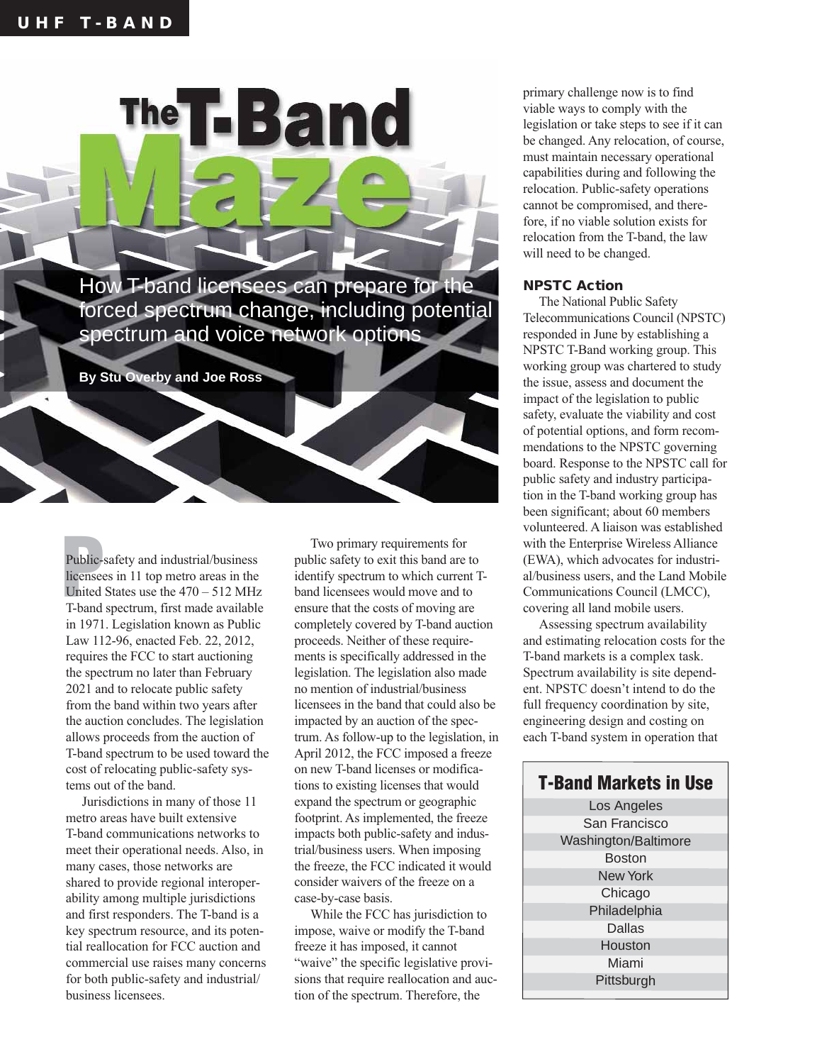# The T-Band Maze

How T-band licensees can prepare for the forced spectrum change, including potential spectrum and voice network options

**By Stu Overby and Joe Ross**

Public-safety and industrial/business licensees in 11 top metro areas in the United States use the 470 – 512 MHz T-band spectrum, first made available in 1971. Legislation known as Public Law 112-96, enacted Feb. 22, 2012, requires the FCC to start auctioning the spectrum no later than February 2021 and to relocate public safety from the band within two years after the auction concludes. The legislation allows proceeds from the auction of T-band spectrum to be used toward the cost of relocating public-safety systems out of the band.

Jurisdictions in many of those 11 metro areas have built extensive T-band communications networks to meet their operational needs. Also, in many cases, those networks are shared to provide regional interoperability among multiple jurisdictions and first responders. The T-band is a key spectrum resource, and its potential reallocation for FCC auction and commercial use raises many concerns for both public-safety and industrial/business licensees.

Two primary requirements for public safety to exit this band are to identify spectrum to which current T-band licensees would move and to ensure that the costs of moving are completely covered by T-band auction proceeds. Neither of these requirements is specifically addressed in the legislation. The legislation also made no mention of industrial/business licensees in the band that could also be impacted by an auction of the spectrum. As follow-up to the legislation, in April 2012, the FCC imposed a freeze on new T-band licenses or modifications to existing licenses that would expand the spectrum or geographic footprint. As implemented, the freeze impacts both public-safety and industrial/business users. When imposing the freeze, the FCC indicated it would consider waivers of the freeze on a case-by-case basis.

While the FCC has jurisdiction to impose, waive or modify the T-band freeze it has imposed, it cannot "waive" the specific legislative provisions that require reallocation and auction of the spectrum. Therefore, the primary challenge now is to find viable ways to comply with the legislation or take steps to see if it can be changed. Any relocation, of course, must maintain necessary operational capabilities during and following the relocation. Public-safety operations cannot be compromised, and therefore, if no viable solution exists for relocation from the T-band, the law will need to be changed.

## NPSTC Action

The National Public Safety Telecommunications Council (NPSTC) responded in June by establishing a NPSTC T-Band working group. This working group was chartered to study the issue, assess and document the impact of the legislation to public safety, evaluate the viability and cost of potential options, and form recommendations to the NPSTC governing board. Response to the NPSTC call for public safety and industry participation in the T-band working group has been significant; about 60 members volunteered. A liaison was established with the Enterprise Wireless Alliance (EWA), which advocates for industrial/business users, and the Land Mobile Communications Council (LMCC), covering all land mobile users.

Assessing spectrum availability and estimating relocation costs for the T-band markets is a complex task. Spectrum availability is site dependent. NPSTC doesn't intend to do the full frequency coordination by site, engineering design and costing on each T-band system in operation that

| T-Band Markets in Use |
| --- |
| Los Angeles |
| San Francisco |
| Washington/Baltimore |
| Boston |
| New York |
| Chicago |
| Philadelphia |
| Dallas |
| Houston |
| Miami |
| Pittsburgh |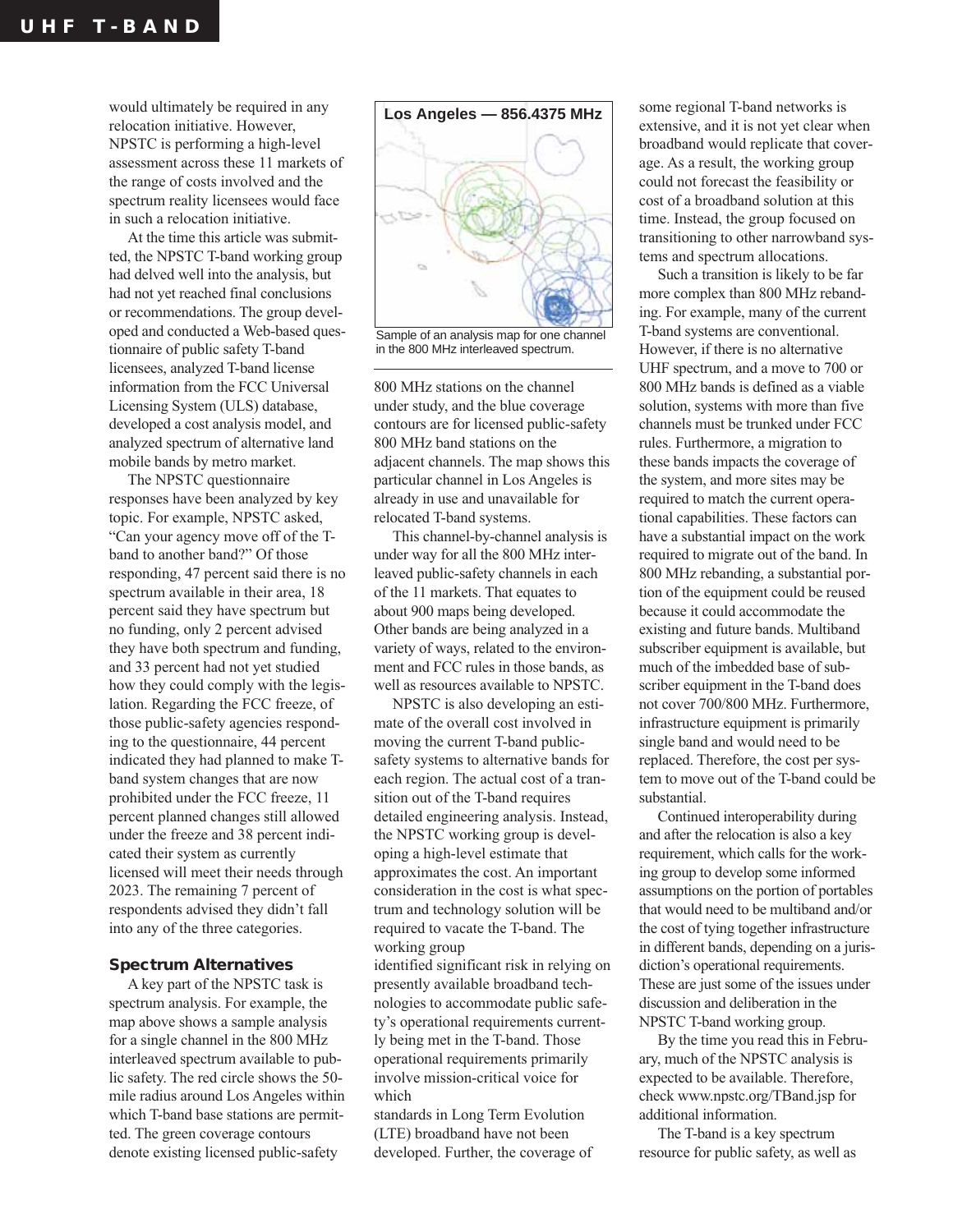would ultimately be required in any relocation initiative. However, NPSTC is performing a high-level assessment across these 11 markets of the range of costs involved and the spectrum reality licensees would face in such a relocation initiative.

At the time this article was submitted, the NPSTC T-band working group had delved well into the analysis, but had not yet reached final conclusions or recommendations. The group developed and conducted a Web-based questionnaire of public safety T-band licensees, analyzed T-band license information from the FCC Universal Licensing System (ULS) database, developed a cost analysis model, and analyzed spectrum of alternative land mobile bands by metro market.

The NPSTC questionnaire responses have been analyzed by key topic. For example, NPSTC asked, "Can your agency move off of the T-band to another band?" Of those responding, 47 percent said there is no spectrum available in their area, 18 percent said they have spectrum but no funding, only 2 percent advised they have both spectrum and funding, and 33 percent had not yet studied how they could comply with the legislation. Regarding the FCC freeze, of those public-safety agencies responding to the questionnaire, 44 percent indicated they had planned to make T-band system changes that are now prohibited under the FCC freeze, 11 percent planned changes still allowed under the freeze and 38 percent indicated their system as currently licensed will meet their needs through 2023. The remaining 7 percent of respondents advised they didn't fall into any of the three categories.

### Spectrum Alternatives

A key part of the NPSTC task is spectrum analysis. For example, the map above shows a sample analysis for a single channel in the 800 MHz interleaved spectrum available to public safety. The red circle shows the 50-mile radius around Los Angeles within which T-band base stations are permitted. The green coverage contours denote existing licensed public-safety 800 MHz stations on the channel under study, and the blue coverage contours are for licensed public-safety 800 MHz band stations on the adjacent channels. The map shows this particular channel in Los Angeles is already in use and unavailable for relocated T-band systems.

**Los Angeles — 856.4375 MHz**

Sample of an analysis map for one channel in the 800 MHz interleaved spectrum.

This channel-by-channel analysis is under way for all the 800 MHz interleaved public-safety channels in each of the 11 markets. That equates to about 900 maps being developed. Other bands are being analyzed in a variety of ways, related to the environment and FCC rules in those bands, as well as resources available to NPSTC.

NPSTC is also developing an estimate of the overall cost involved in moving the current T-band public-safety systems to alternative bands for each region. The actual cost of a transition out of the T-band requires detailed engineering analysis. Instead, the NPSTC working group is developing a high-level estimate that approximates the cost. An important consideration in the cost is what spectrum and technology solution will be required to vacate the T-band. The working group identified significant risk in relying on presently available broadband technologies to accommodate public safety's operational requirements currently being met in the T-band. Those operational requirements primarily involve mission-critical voice for which standards in Long Term Evolution (LTE) broadband have not been developed. Further, the coverage of some regional T-band networks is extensive, and it is not yet clear when broadband would replicate that coverage. As a result, the working group could not forecast the feasibility or cost of a broadband solution at this time. Instead, the group focused on transitioning to other narrowband systems and spectrum allocations.

Such a transition is likely to be far more complex than 800 MHz rebanding. For example, many of the current T-band systems are conventional. However, if there is no alternative UHF spectrum, and a move to 700 or 800 MHz bands is defined as a viable solution, systems with more than five channels must be trunked under FCC rules. Furthermore, a migration to these bands impacts the coverage of the system, and more sites may be required to match the current operational capabilities. These factors can have a substantial impact on the work required to migrate out of the band. In 800 MHz rebanding, a substantial portion of the equipment could be reused because it could accommodate the existing and future bands. Multiband subscriber equipment is available, but much of the imbedded base of subscriber equipment in the T-band does not cover 700/800 MHz. Furthermore, infrastructure equipment is primarily single band and would need to be replaced. Therefore, the cost per system to move out of the T-band could be substantial.

Continued interoperability during and after the relocation is also a key requirement, which calls for the working group to develop some informed assumptions on the portion of portables that would need to be multiband and/or the cost of tying together infrastructure in different bands, depending on a jurisdiction's operational requirements. These are just some of the issues under discussion and deliberation in the NPSTC T-band working group.

By the time you read this in February, much of the NPSTC analysis is expected to be available. Therefore, check www.npstc.org/TBand.jsp for additional information.

The T-band is a key spectrum resource for public safety, as well as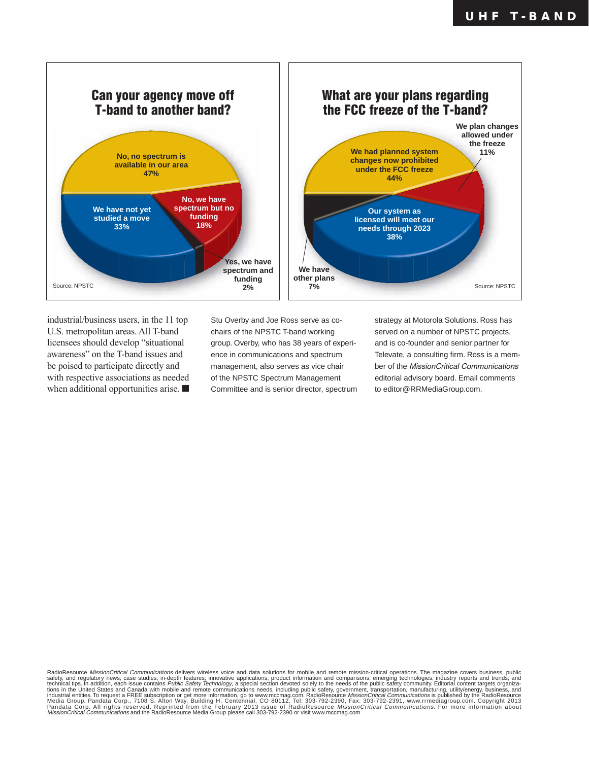### Can your agency move off T-band to another band?

No, no spectrum is available in our area
47%

We have not yet studied a move
33%

No, we have spectrum but no funding
18%

Yes, we have spectrum and funding
2%

Source: NPSTC

### What are your plans regarding the FCC freeze of the T-band?

We plan changes allowed under the freeze
11%

We had planned system changes now prohibited under the FCC freeze
44%

Our system as licensed will meet our needs through 2023
38%

We have other plans
7%

Source: NPSTC

industrial/business users, in the 11 top U.S. metropolitan areas. All T-band licensees should develop "situational awareness" on the T-band issues and be poised to participate directly and with respective associations as needed when additional opportunities arise. ■

Stu Overby and Joe Ross serve as co-chairs of the NPSTC T-band working group. Overby, who has 38 years of experience in communications and spectrum management, also serves as vice chair of the NPSTC Spectrum Management Committee and is senior director, spectrum strategy at Motorola Solutions. Ross has served on a number of NPSTC projects, and is co-founder and senior partner for Televate, a consulting firm. Ross is a member of the *MissionCritical Communications* editorial advisory board. Email comments to editor@RRMediaGroup.com.

RadioResource *MissionCritical Communications* delivers wireless voice and data solutions for mobile and remote mission-critical operations. The magazine covers business, public safety, and regulatory news; case studies; in-depth features; innovative applications; product information and comparisons; emerging technologies; industry reports and trends; and technical tips. In addition, each issue contains *Public Safety Technology*, a special section devoted solely to the needs of the public safety community. Editorial content targets organizations in the United States and Canada with mobile and remote communications needs, including public safety, government, transportation, manufacturing, utility/energy, business, and industrial entities. To request a FREE subscription or get more information, go to www.mccmag.com. RadioResource *MissionCritical Communications* is published by the RadioResource Media Group. Pandata Corp., 7108 S. Alton Way, Building H, Centennial, CO 80112, Tel: 303-792-2390, Fax: 303-792-2391, www.rrmediagroup.com. Copyright 2013 Pandata Corp. All rights reserved. Reprinted from the February 2013 issue of RadioResource *MissionCritical Communications*. For more information about *MissionCritical Communications* and the RadioResource Media Group please call 303-792-2390 or visit www.mccmag.com